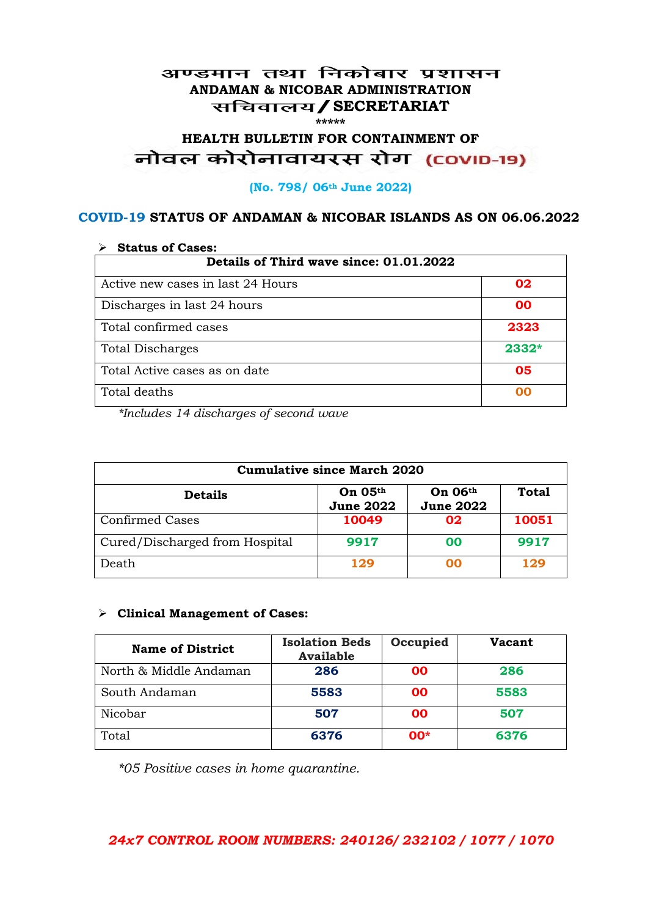# अण्डमान तथा निकोबार प्रशासन
## ANDAMAN & NICOBAR ADMINISTRATION
## सचिवालय / SECRETARIAT

*****

### HEALTH BULLETIN FOR CONTAINMENT OF
### नोवल कोरोनावायरस रोग (COVID-19)

**(No. 798/ 06th June 2022)**

### COVID-19 STATUS OF ANDAMAN & NICOBAR ISLANDS AS ON 06.06.2022

- **Status of Cases:**

| Details of Third wave since: 01.01.2022 | |
|---|---|
| Active new cases in last 24 Hours | 02 |
| Discharges in last 24 hours | 00 |
| Total confirmed cases | 2323 |
| Total Discharges | 2332* |
| Total Active cases as on date | 05 |
| Total deaths | 00 |

*Includes 14 discharges of second wave*

| Cumulative since March 2020 | | | |
|---|---|---|---|
| **Details** | **On 05th June 2022** | **On 06th June 2022** | **Total** |
| Confirmed Cases | 10049 | 02 | 10051 |
| Cured/Discharged from Hospital | 9917 | 00 | 9917 |
| Death | 129 | 00 | 129 |

- **Clinical Management of Cases:**

| Name of District | Isolation Beds Available | Occupied | Vacant |
|---|---|---|---|
| North & Middle Andaman | 286 | 00 | 286 |
| South Andaman | 5583 | 00 | 5583 |
| Nicobar | 507 | 00 | 507 |
| Total | 6376 | 00* | 6376 |

*\*05 Positive cases in home quarantine.*

***24x7 CONTROL ROOM NUMBERS: 240126/ 232102 / 1077 / 1070***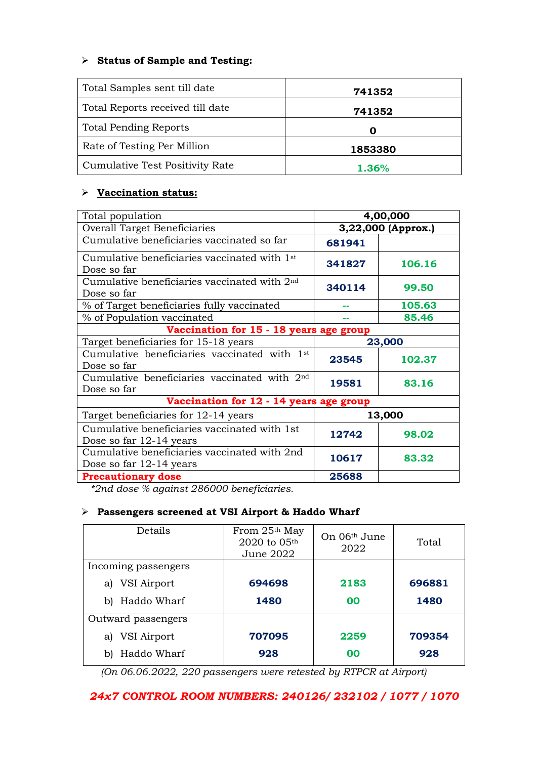- **Status of Sample and Testing:**

| | |
|---|---|
| Total Samples sent till date | **741352** |
| Total Reports received till date | **741352** |
| Total Pending Reports | **0** |
| Rate of Testing Per Million | **1853380** |
| Cumulative Test Positivity Rate | **1.36%** |

- **Vaccination status:**

| | | |
|---|---|---|
| Total population | **4,00,000** | |
| Overall Target Beneficiaries | **3,22,000 (Approx.)** | |
| Cumulative beneficiaries vaccinated so far | **681941** | |
| Cumulative beneficiaries vaccinated with 1st Dose so far | **341827** | **106.16** |
| Cumulative beneficiaries vaccinated with 2nd Dose so far | **340114** | **99.50** |
| % of Target beneficiaries fully vaccinated | -- | **105.63** |
| % of Population vaccinated | -- | **85.46** |
| **Vaccination for 15 - 18 years age group** | | |
| Target beneficiaries for 15-18 years | **23,000** | |
| Cumulative beneficiaries vaccinated with 1st Dose so far | **23545** | **102.37** |
| Cumulative beneficiaries vaccinated with 2nd Dose so far | **19581** | **83.16** |
| **Vaccination for 12 - 14 years age group** | | |
| Target beneficiaries for 12-14 years | **13,000** | |
| Cumulative beneficiaries vaccinated with 1st Dose so far 12-14 years | **12742** | **98.02** |
| Cumulative beneficiaries vaccinated with 2nd Dose so far 12-14 years | **10617** | **83.32** |
| **Precautionary dose** | **25688** | |

*\*2nd dose % against 286000 beneficiaries.*

- **Passengers screened at VSI Airport & Haddo Wharf**

| Details | From 25th May 2020 to 05th June 2022 | On 06th June 2022 | Total |
|---|---|---|---|
| Incoming passengers | | | |
| a) VSI Airport | **694698** | **2183** | **696881** |
| b) Haddo Wharf | **1480** | **00** | **1480** |
| Outward passengers | | | |
| a) VSI Airport | **707095** | **2259** | **709354** |
| b) Haddo Wharf | **928** | **00** | **928** |

*(On 06.06.2022, 220 passengers were retested by RTPCR at Airport)*

***24x7 CONTROL ROOM NUMBERS: 240126/ 232102 / 1077 / 1070***